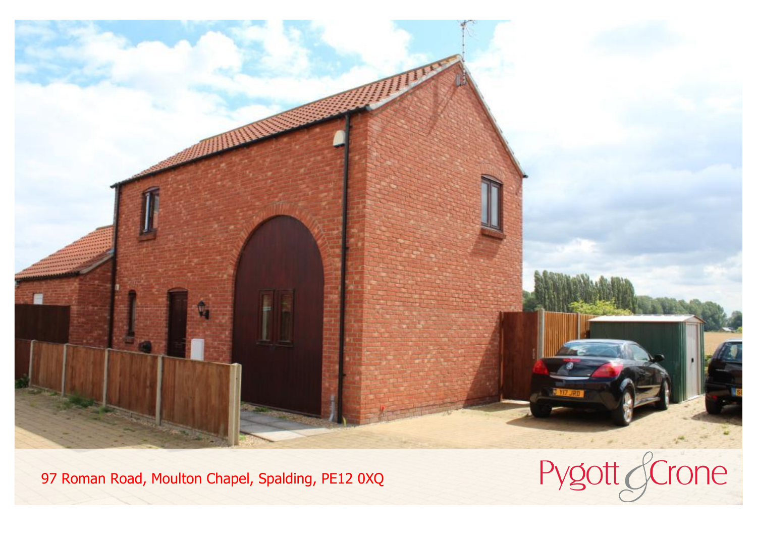97 Roman Road, Moulton Chapel, Spalding, PE12 0XQ

Pygott & Crone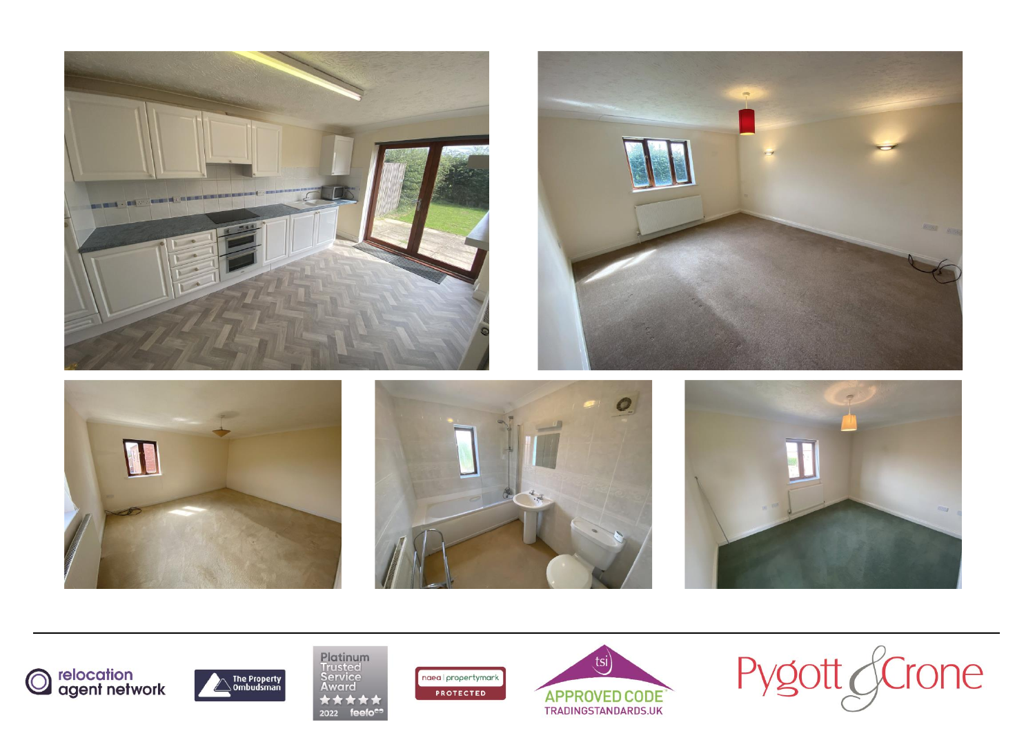relocation agent network

The Property Ombudsman

Platinum Trusted Service Award 2022 feefo

naea | propertymark PROTECTED

tsi APPROVED CODE TRADINGSTANDARDS.UK

Pygott & Crone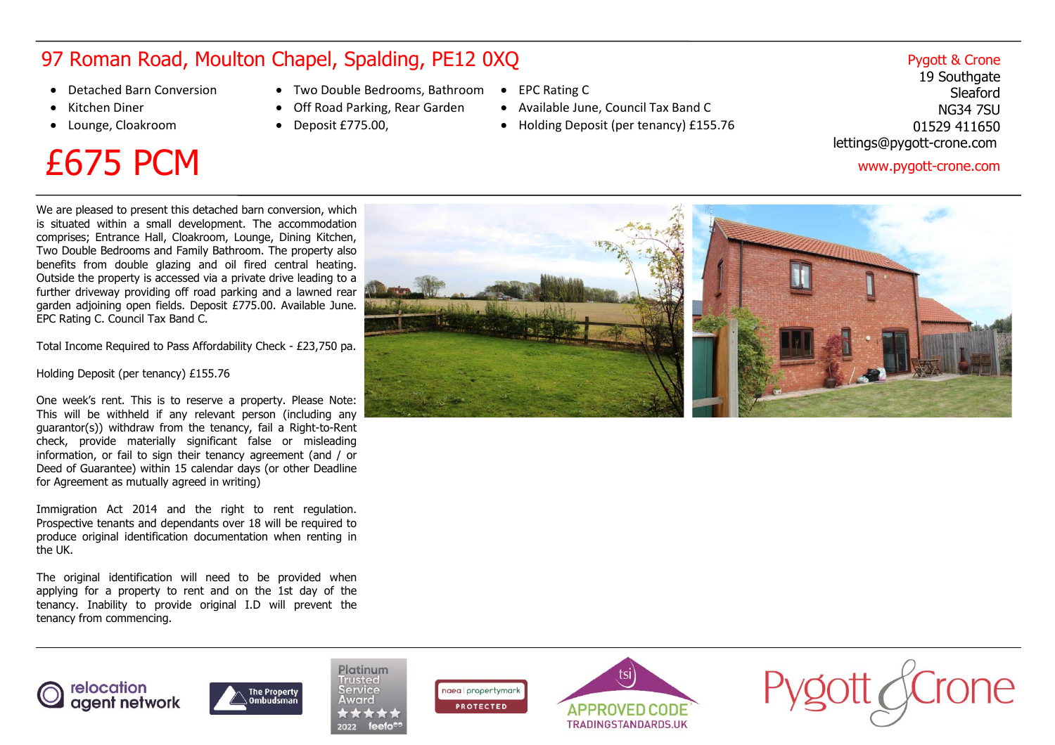# 97 Roman Road, Moulton Chapel, Spalding, PE12 0XQ

- Detached Barn Conversion
- Kitchen Diner
- Lounge, Cloakroom
- Two Double Bedrooms, Bathroom
- Off Road Parking, Rear Garden
- Deposit £775.00,
- EPC Rating C
- Available June, Council Tax Band C
- Holding Deposit (per tenancy) £155.76

Pygott & Crone
19 Southgate
Sleaford
NG34 7SU
01529 411650
lettings@pygott-crone.com
www.pygott-crone.com

## £675 PCM

We are pleased to present this detached barn conversion, which is situated within a small development. The accommodation comprises; Entrance Hall, Cloakroom, Lounge, Dining Kitchen, Two Double Bedrooms and Family Bathroom. The property also benefits from double glazing and oil fired central heating. Outside the property is accessed via a private drive leading to a further driveway providing off road parking and a lawned rear garden adjoining open fields. Deposit £775.00. Available June. EPC Rating C. Council Tax Band C.

Total Income Required to Pass Affordability Check - £23,750 pa.

Holding Deposit (per tenancy) £155.76

One week's rent. This is to reserve a property. Please Note: This will be withheld if any relevant person (including any guarantor(s)) withdraw from the tenancy, fail a Right-to-Rent check, provide materially significant false or misleading information, or fail to sign their tenancy agreement (and / or Deed of Guarantee) within 15 calendar days (or other Deadline for Agreement as mutually agreed in writing)

Immigration Act 2014 and the right to rent regulation. Prospective tenants and dependants over 18 will be required to produce original identification documentation when renting in the UK.

The original identification will need to be provided when applying for a property to rent and on the 1st day of the tenancy. Inability to provide original I.D will prevent the tenancy from commencing.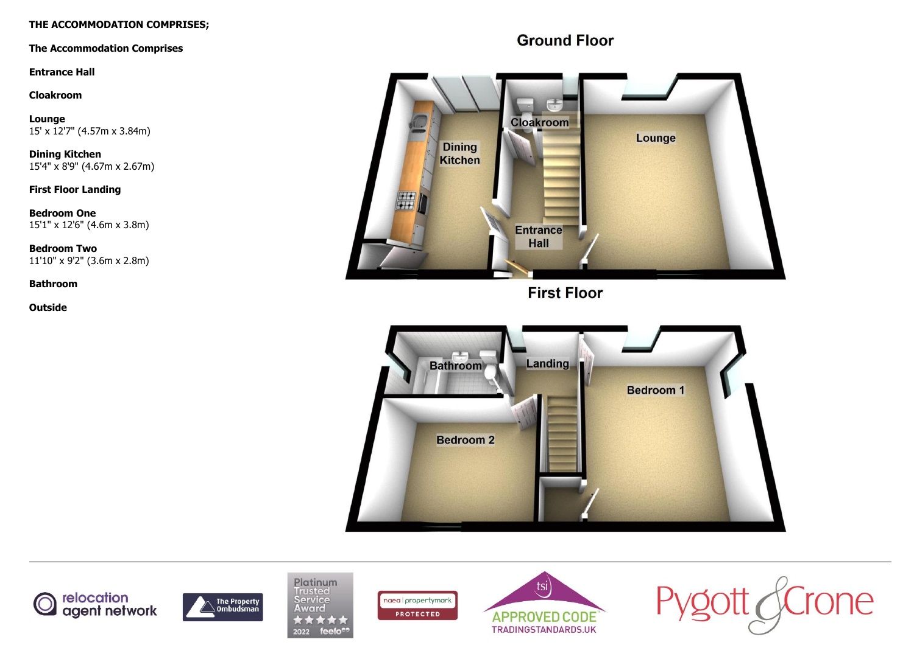**THE ACCOMMODATION COMPRISES;**

**The Accommodation Comprises**

**Entrance Hall**

**Cloakroom**

**Lounge**
15' x 12'7" (4.57m x 3.84m)

**Dining Kitchen**
15'4" x 8'9" (4.67m x 2.67m)

**First Floor Landing**

**Bedroom One**
15'1" x 12'6" (4.6m x 3.8m)

**Bedroom Two**
11'10" x 9'2" (3.6m x 2.8m)

**Bathroom**

**Outside**

## Ground Floor

Dining Kitchen
Cloakroom
Lounge
Entrance Hall

## First Floor

Bathroom
Landing
Bedroom 1
Bedroom 2

relocation agent network
The Property Ombudsman
Platinum Trusted Service Award 2022 feefo
naea | propertymark PROTECTED
tsi APPROVED CODE TRADINGSTANDARDS.UK
Pygott & Crone